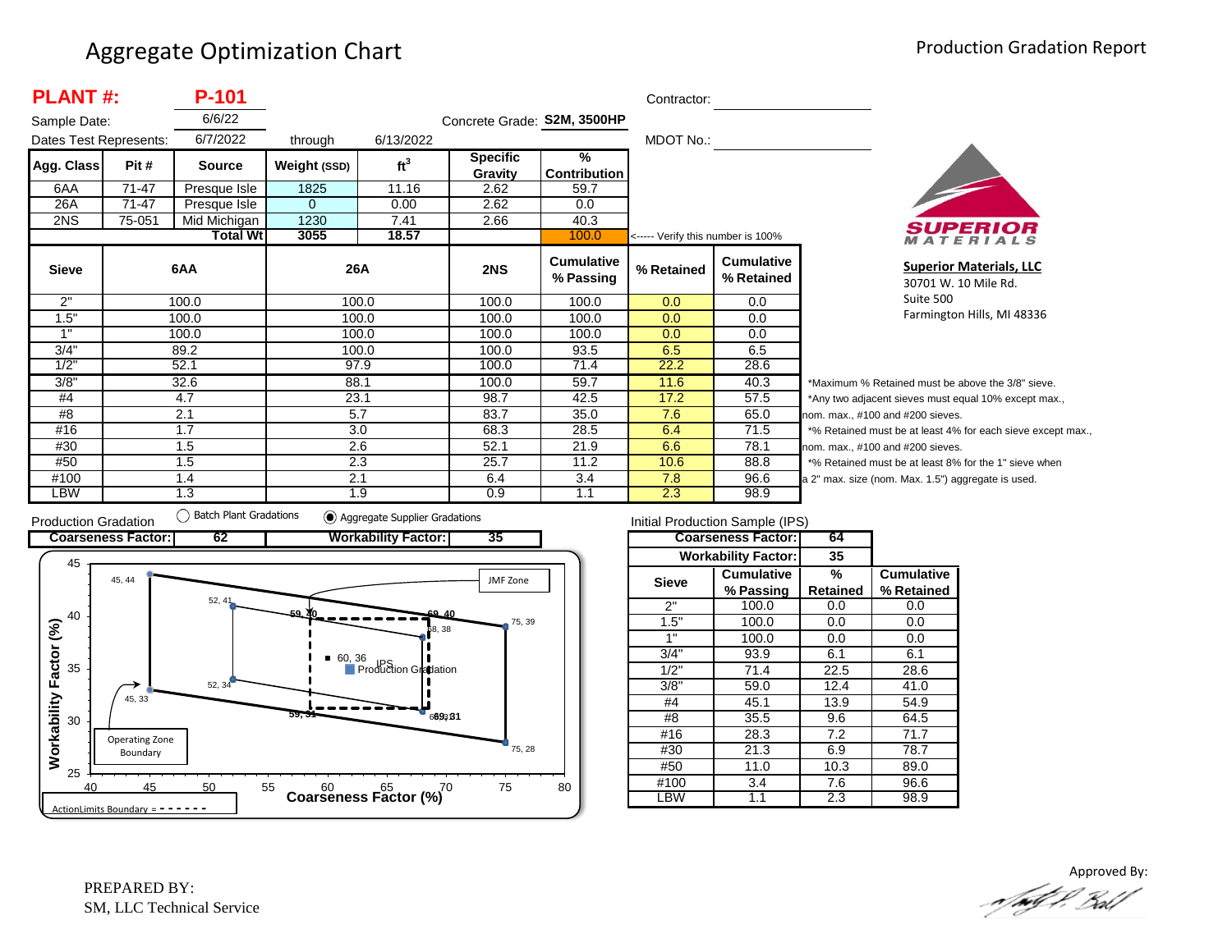# Aggregate Optimization Chart

## Production Gradation Report

**PLANT #:** **P-101**

Sample Date: 6/6/22

Dates Test Represents: 6/7/2022 through 6/13/2022

Concrete Grade: **S2M, 3500HP**

Contractor:

MDOT No.:

| Agg. Class | Pit # | Source | Weight (SSD) | $ft^3$ | Specific Gravity | % Contribution |
|---|---|---|---|---|---|---|
| 6AA | 71-47 | Presque Isle | 1825 | 11.16 | 2.62 | 59.7 |
| 26A | 71-47 | Presque Isle | 0 | 0.00 | 2.62 | 0.0 |
| 2NS | 75-051 | Mid Michigan | 1230 | 7.41 | 2.66 | 40.3 |
| | | **Total Wt** | **3055** | **18.57** | | 100.0 |

<----- Verify this number is 100%

**SUPERIOR MATERIALS**

**Superior Materials, LLC**
30701 W. 10 Mile Rd.
Suite 500
Farmington Hills, MI 48336

| Sieve | 6AA | 26A | 2NS | Cumulative % Passing | % Retained | Cumulative % Retained |
|---|---|---|---|---|---|---|
| 2" | 100.0 | 100.0 | 100.0 | 100.0 | 0.0 | 0.0 |
| 1.5" | 100.0 | 100.0 | 100.0 | 100.0 | 0.0 | 0.0 |
| 1" | 100.0 | 100.0 | 100.0 | 100.0 | 0.0 | 0.0 |
| 3/4" | 89.2 | 100.0 | 100.0 | 93.5 | 6.5 | 6.5 |
| 1/2" | 52.1 | 97.9 | 100.0 | 71.4 | 22.2 | 28.6 |
| 3/8" | 32.6 | 88.1 | 100.0 | 59.7 | 11.6 | 40.3 |
| #4 | 4.7 | 23.1 | 98.7 | 42.5 | 17.2 | 57.5 |
| #8 | 2.1 | 5.7 | 83.7 | 35.0 | 7.6 | 65.0 |
| #16 | 1.7 | 3.0 | 68.3 | 28.5 | 6.4 | 71.5 |
| #30 | 1.5 | 2.6 | 52.1 | 21.9 | 6.6 | 78.1 |
| #50 | 1.5 | 2.3 | 25.7 | 11.2 | 10.6 | 88.8 |
| #100 | 1.4 | 2.1 | 6.4 | 3.4 | 7.8 | 96.6 |
| LBW | 1.3 | 1.9 | 0.9 | 1.1 | 2.3 | 98.9 |

*Maximum % Retained must be above the 3/8" sieve.
*Any two adjacent sieves must equal 10% except max., nom. max., #100 and #200 sieves.
*% Retained must be at least 4% for each sieve except max., nom. max., #100 and #200 sieves.
*% Retained must be at least 8% for the 1" sieve when a 2" max. size (nom. Max. 1.5") aggregate is used.

Production Gradation ◯ Batch Plant Gradations ◉ Aggregate Supplier Gradations

| Coarseness Factor: | 62 | Workability Factor: | 35 |
|---|---|---|---|

Initial Production Sample (IPS)

| Coarseness Factor: | 64 |
|---|---|
| Workability Factor: | 35 |

| Sieve | Cumulative % Passing | % Retained | Cumulative % Retained |
|---|---|---|---|
| 2" | 100.0 | 0.0 | 0.0 |
| 1.5" | 100.0 | 0.0 | 0.0 |
| 1" | 100.0 | 0.0 | 0.0 |
| 3/4" | 93.9 | 6.1 | 6.1 |
| 1/2" | 71.4 | 22.5 | 28.6 |
| 3/8" | 59.0 | 12.4 | 41.0 |
| #4 | 45.1 | 13.9 | 54.9 |
| #8 | 35.5 | 9.6 | 64.5 |
| #16 | 28.3 | 7.2 | 71.7 |
| #30 | 21.3 | 6.9 | 78.7 |
| #50 | 11.0 | 10.3 | 89.0 |
| #100 | 3.4 | 7.6 | 96.6 |
| LBW | 1.1 | 2.3 | 98.9 |

Chart: Workability Factor (%) vs. Coarseness Factor (%). Points: 45, 44; 52, 41; 59, 40; 69, 40; 75, 39; 68, 38; 60, 36; 52, 34; 45, 33; 59, 31; 69, 31; 75, 28. Labels: JMF Zone; IPS; Production Gradation; Operating Zone Boundary; ActionLimits Boundary = - - - - - -

PREPARED BY:
SM, LLC Technical Service

Approved By: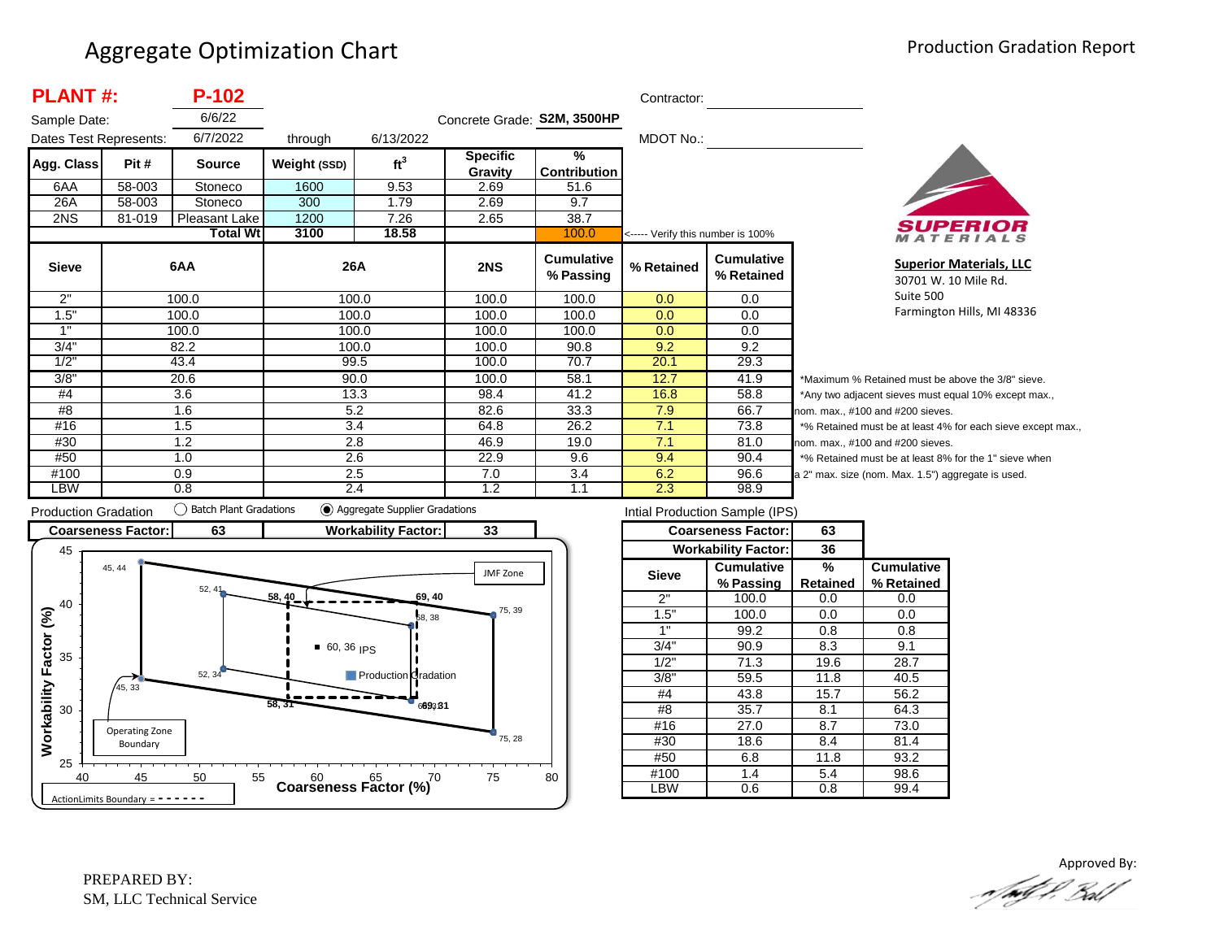# Aggregate Optimization Chart

Production Gradation Report

**PLANT #:** **P-102**

Sample Date: 6/6/22

Dates Test Represents: 6/7/2022 through 6/13/2022

Concrete Grade: **S2M, 3500HP**

Contractor:

MDOT No.:

| Agg. Class | Pit # | Source | Weight (SSD) | $ft^3$ | Specific Gravity | % Contribution |
|---|---|---|---|---|---|---|
| 6AA | 58-003 | Stoneco | 1600 | 9.53 | 2.69 | 51.6 |
| 26A | 58-003 | Stoneco | 300 | 1.79 | 2.69 | 9.7 |
| 2NS | 81-019 | Pleasant Lake | 1200 | 7.26 | 2.65 | 38.7 |
| | | **Total Wt** | 3100 | 18.58 | | 100.0 |

<----- Verify this number is 100%

| Sieve | 6AA | 26A | 2NS | Cumulative % Passing | % Retained | Cumulative % Retained |
|---|---|---|---|---|---|---|
| 2" | 100.0 | 100.0 | 100.0 | 100.0 | 0.0 | 0.0 |
| 1.5" | 100.0 | 100.0 | 100.0 | 100.0 | 0.0 | 0.0 |
| 1" | 100.0 | 100.0 | 100.0 | 100.0 | 0.0 | 0.0 |
| 3/4" | 82.2 | 100.0 | 100.0 | 90.8 | 9.2 | 9.2 |
| 1/2" | 43.4 | 99.5 | 100.0 | 70.7 | 20.1 | 29.3 |
| 3/8" | 20.6 | 90.0 | 100.0 | 58.1 | 12.7 | 41.9 |
| #4 | 3.6 | 13.3 | 98.4 | 41.2 | 16.8 | 58.8 |
| #8 | 1.6 | 5.2 | 82.6 | 33.3 | 7.9 | 66.7 |
| #16 | 1.5 | 3.4 | 64.8 | 26.2 | 7.1 | 73.8 |
| #30 | 1.2 | 2.8 | 46.9 | 19.0 | 7.1 | 81.0 |
| #50 | 1.0 | 2.6 | 22.9 | 9.6 | 9.4 | 90.4 |
| #100 | 0.9 | 2.5 | 7.0 | 3.4 | 6.2 | 96.6 |
| LBW | 0.8 | 2.4 | 1.2 | 1.1 | 2.3 | 98.9 |

*Maximum % Retained must be above the 3/8" sieve.
*Any two adjacent sieves must equal 10% except max., nom. max., #100 and #200 sieves.
*% Retained must be at least 4% for each sieve except max., nom. max., #100 and #200 sieves.
*% Retained must be at least 8% for the 1" sieve when a 2" max. size (nom. Max. 1.5") aggregate is used.

**Superior Materials, LLC**
30701 W. 10 Mile Rd.
Suite 500
Farmington Hills, MI 48336

Production Gradation: ◯ Batch Plant Gradations ◉ Aggregate Supplier Gradations

| Coarseness Factor: | 63 | Workability Factor: | 33 |
|---|---|---|---|

Intial Production Sample (IPS)

| Coarseness Factor: | 63 |
|---|---|
| Workability Factor: | 36 |

| Sieve | Cumulative % Passing | % Retained | Cumulative % Retained |
|---|---|---|---|
| 2" | 100.0 | 0.0 | 0.0 |
| 1.5" | 100.0 | 0.0 | 0.0 |
| 1" | 99.2 | 0.8 | 0.8 |
| 3/4" | 90.9 | 8.3 | 9.1 |
| 1/2" | 71.3 | 19.6 | 28.7 |
| 3/8" | 59.5 | 11.8 | 40.5 |
| #4 | 43.8 | 15.7 | 56.2 |
| #8 | 35.7 | 8.1 | 64.3 |
| #16 | 27.0 | 8.7 | 73.0 |
| #30 | 18.6 | 8.4 | 81.4 |
| #50 | 6.8 | 11.8 | 93.2 |
| #100 | 1.4 | 5.4 | 98.6 |
| LBW | 0.6 | 0.8 | 99.4 |

PREPARED BY:
SM, LLC Technical Service

Approved By: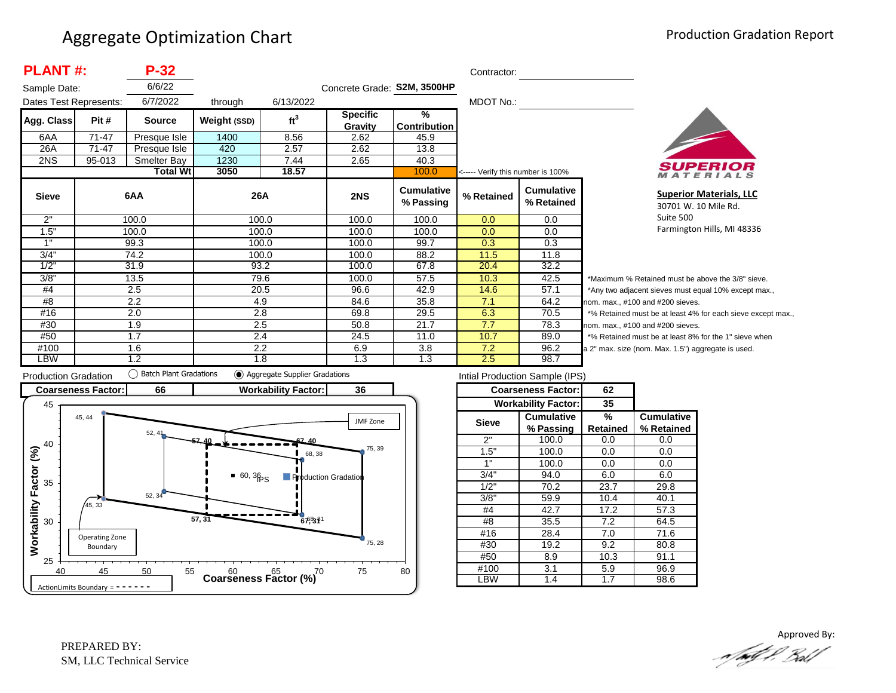# Aggregate Optimization Chart

Production Gradation Report

**PLANT #:** **P-32**

Sample Date: 6/6/22

Dates Test Represents: 6/7/2022 through 6/13/2022

Concrete Grade: **S2M, 3500HP**

Contractor: ____________________

MDOT No.: ____________________

| Agg. Class | Pit # | Source | Weight (SSD) | $ft^3$ | Specific Gravity | % Contribution |
|---|---|---|---|---|---|---|
| 6AA | 71-47 | Presque Isle | 1400 | 8.56 | 2.62 | 45.9 |
| 26A | 71-47 | Presque Isle | 420 | 2.57 | 2.62 | 13.8 |
| 2NS | 95-013 | Smelter Bay | 1230 | 7.44 | 2.65 | 40.3 |
| | | **Total Wt** | **3050** | **18.57** | | 100.0 |

<----- Verify this number is 100%

| Sieve | 6AA | 26A | 2NS | Cumulative % Passing | % Retained | Cumulative % Retained |
|---|---|---|---|---|---|---|
| 2" | 100.0 | 100.0 | 100.0 | 100.0 | 0.0 | 0.0 |
| 1.5" | 100.0 | 100.0 | 100.0 | 100.0 | 0.0 | 0.0 |
| 1" | 99.3 | 100.0 | 100.0 | 99.7 | 0.3 | 0.3 |
| 3/4" | 74.2 | 100.0 | 100.0 | 88.2 | 11.5 | 11.8 |
| 1/2" | 31.9 | 93.2 | 100.0 | 67.8 | 20.4 | 32.2 |
| 3/8" | 13.5 | 79.6 | 100.0 | 57.5 | 10.3 | 42.5 |
| #4 | 2.5 | 20.5 | 96.6 | 42.9 | 14.6 | 57.1 |
| #8 | 2.2 | 4.9 | 84.6 | 35.8 | 7.1 | 64.2 |
| #16 | 2.0 | 2.8 | 69.8 | 29.5 | 6.3 | 70.5 |
| #30 | 1.9 | 2.5 | 50.8 | 21.7 | 7.7 | 78.3 |
| #50 | 1.7 | 2.4 | 24.5 | 11.0 | 10.7 | 89.0 |
| #100 | 1.6 | 2.2 | 6.9 | 3.8 | 7.2 | 96.2 |
| LBW | 1.2 | 1.8 | 1.3 | 1.3 | 2.5 | 98.7 |

*Maximum % Retained must be above the 3/8" sieve.
*Any two adjacent sieves must equal 10% except max., nom. max., #100 and #200 sieves.
*% Retained must be at least 4% for each sieve except max., nom. max., #100 and #200 sieves.
*% Retained must be at least 8% for the 1" sieve when a 2" max. size (nom. Max. 1.5") aggregate is used.

**Superior Materials, LLC**
30701 W. 10 Mile Rd.
Suite 500
Farmington Hills, MI 48336

Production Gradation ○ Batch Plant Gradations ◉ Aggregate Supplier Gradations

| Coarseness Factor: | 66 | Workability Factor: | 36 |
|---|---|---|---|

Intial Production Sample (IPS)

| Coarseness Factor: | 62 |
|---|---|
| Workability Factor: | 35 |

| Sieve | Cumulative % Passing | % Retained | Cumulative % Retained |
|---|---|---|---|
| 2" | 100.0 | 0.0 | 0.0 |
| 1.5" | 100.0 | 0.0 | 0.0 |
| 1" | 100.0 | 0.0 | 0.0 |
| 3/4" | 94.0 | 6.0 | 6.0 |
| 1/2" | 70.2 | 23.7 | 29.8 |
| 3/8" | 59.9 | 10.4 | 40.1 |
| #4 | 42.7 | 17.2 | 57.3 |
| #8 | 35.5 | 7.2 | 64.5 |
| #16 | 28.4 | 7.0 | 71.6 |
| #30 | 19.2 | 9.2 | 80.8 |
| #50 | 8.9 | 10.3 | 91.1 |
| #100 | 3.1 | 5.9 | 96.9 |
| LBW | 1.4 | 1.7 | 98.6 |

PREPARED BY:
SM, LLC Technical Service

Approved By: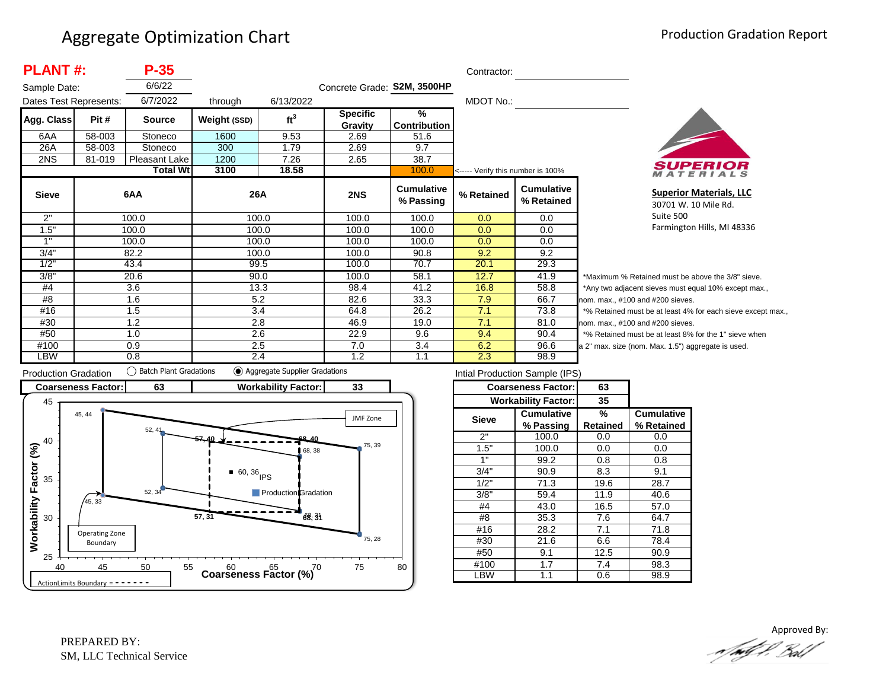# Aggregate Optimization Chart

Production Gradation Report

**PLANT #:** **P-35**

Sample Date: 6/6/22

Dates Test Represents: 6/7/2022 through 6/13/2022

Concrete Grade: **S2M, 3500HP**

Contractor:

MDOT No.:

| Agg. Class | Pit # | Source | Weight (SSD) | ft³ | Specific Gravity | % Contribution |
|---|---|---|---|---|---|---|
| 6AA | 58-003 | Stoneco | 1600 | 9.53 | 2.69 | 51.6 |
| 26A | 58-003 | Stoneco | 300 | 1.79 | 2.69 | 9.7 |
| 2NS | 81-019 | Pleasant Lake | 1200 | 7.26 | 2.65 | 38.7 |
| | | Total Wt | 3100 | 18.58 | | 100.0 |

<----- Verify this number is 100%

| Sieve | 6AA | 26A | 2NS | Cumulative % Passing | % Retained | Cumulative % Retained |
|---|---|---|---|---|---|---|
| 2" | 100.0 | 100.0 | 100.0 | 100.0 | 0.0 | 0.0 |
| 1.5" | 100.0 | 100.0 | 100.0 | 100.0 | 0.0 | 0.0 |
| 1" | 100.0 | 100.0 | 100.0 | 100.0 | 0.0 | 0.0 |
| 3/4" | 82.2 | 100.0 | 100.0 | 90.8 | 9.2 | 9.2 |
| 1/2" | 43.4 | 99.5 | 100.0 | 70.7 | 20.1 | 29.3 |
| 3/8" | 20.6 | 90.0 | 100.0 | 58.1 | 12.7 | 41.9 |
| #4 | 3.6 | 13.3 | 98.4 | 41.2 | 16.8 | 58.8 |
| #8 | 1.6 | 5.2 | 82.6 | 33.3 | 7.9 | 66.7 |
| #16 | 1.5 | 3.4 | 64.8 | 26.2 | 7.1 | 73.8 |
| #30 | 1.2 | 2.8 | 46.9 | 19.0 | 7.1 | 81.0 |
| #50 | 1.0 | 2.6 | 22.9 | 9.6 | 9.4 | 90.4 |
| #100 | 0.9 | 2.5 | 7.0 | 3.4 | 6.2 | 96.6 |
| LBW | 0.8 | 2.4 | 1.2 | 1.1 | 2.3 | 98.9 |

*Maximum % Retained must be above the 3/8" sieve.
*Any two adjacent sieves must equal 10% except max., nom. max., #100 and #200 sieves.
*% Retained must be at least 4% for each sieve except max., nom. max., #100 and #200 sieves.
*% Retained must be at least 8% for the 1" sieve when a 2" max. size (nom. Max. 1.5") aggregate is used.

**Superior Materials, LLC**
30701 W. 10 Mile Rd.
Suite 500
Farmington Hills, MI 48336

Production Gradation: ◯ Batch Plant Gradations ◉ Aggregate Supplier Gradations

| Coarseness Factor: | 63 | Workability Factor: | 33 |
|---|---|---|---|

Intial Production Sample (IPS)

| Coarseness Factor: | 63 |
|---|---|
| Workability Factor: | 35 |

| Sieve | Cumulative % Passing | % Retained | Cumulative % Retained |
|---|---|---|---|
| 2" | 100.0 | 0.0 | 0.0 |
| 1.5" | 100.0 | 0.0 | 0.0 |
| 1" | 99.2 | 0.8 | 0.8 |
| 3/4" | 90.9 | 8.3 | 9.1 |
| 1/2" | 71.3 | 19.6 | 28.7 |
| 3/8" | 59.4 | 11.9 | 40.6 |
| #4 | 43.0 | 16.5 | 57.0 |
| #8 | 35.3 | 7.6 | 64.7 |
| #16 | 28.2 | 7.1 | 71.8 |
| #30 | 21.6 | 6.6 | 78.4 |
| #50 | 9.1 | 12.5 | 90.9 |
| #100 | 1.7 | 7.4 | 98.3 |
| LBW | 1.1 | 0.6 | 98.9 |

Chart: Workability Factor (%) vs. Coarseness Factor (%). Operating Zone Boundary points: 45, 44; 52, 41; 75, 39; 75, 28; 52, 34; 45, 33. JMF Zone (ActionLimits Boundary = - - - - - -): 57, 40; 68, 40; 68, 38; 68, 31; 57, 31. IPS: 60, 36. Production Gradation.

PREPARED BY:
SM, LLC Technical Service

Approved By: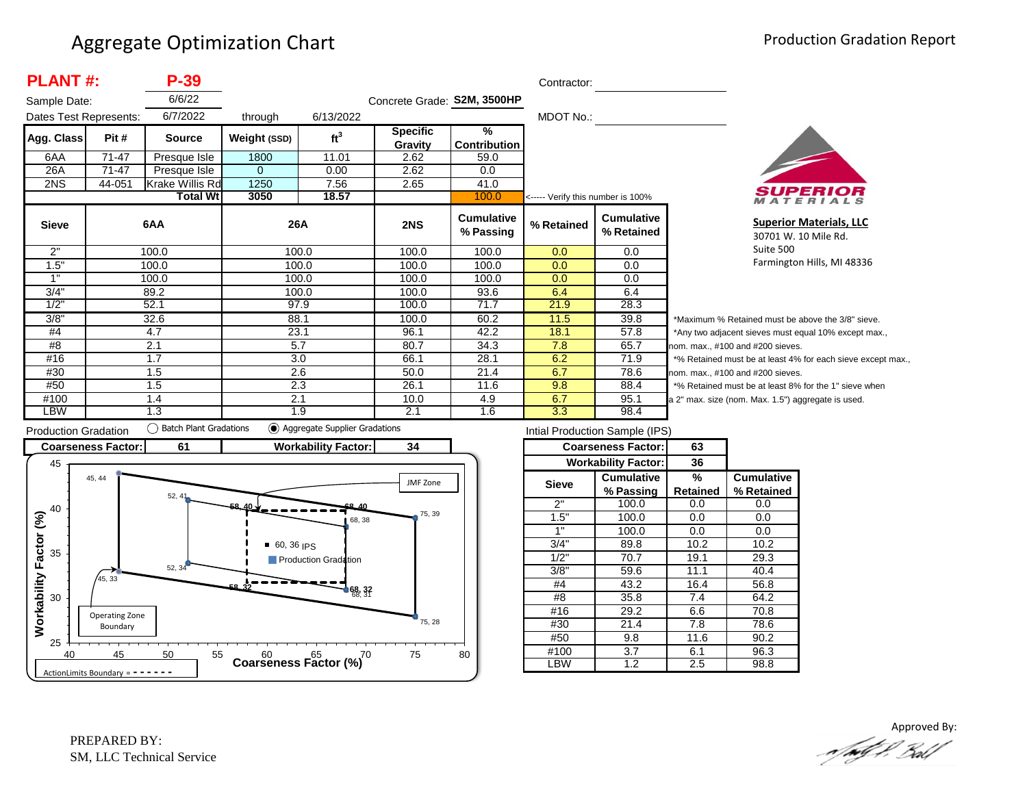# Aggregate Optimization Chart

Production Gradation Report

**PLANT #:** **P-39**

Sample Date: 6/6/22

Dates Test Represents: 6/7/2022 through 6/13/2022

Concrete Grade: **S2M, 3500HP**

Contractor: 

MDOT No.: 

| Agg. Class | Pit # | Source | Weight (SSD) | $ft^3$ | Specific Gravity | % Contribution |
|---|---|---|---|---|---|---|
| 6AA | 71-47 | Presque Isle | 1800 | 11.01 | 2.62 | 59.0 |
| 26A | 71-47 | Presque Isle | 0 | 0.00 | 2.62 | 0.0 |
| 2NS | 44-051 | Krake Willis Rd | 1250 | 7.56 | 2.65 | 41.0 |
| | | **Total Wt** | **3050** | **18.57** | | 100.0 |

<----- Verify this number is 100%

**Superior Materials, LLC**
30701 W. 10 Mile Rd.
Suite 500
Farmington Hills, MI 48336

| Sieve | 6AA | 26A | 2NS | Cumulative % Passing | % Retained | Cumulative % Retained |
|---|---|---|---|---|---|---|
| 2" | 100.0 | 100.0 | 100.0 | 100.0 | 0.0 | 0.0 |
| 1.5" | 100.0 | 100.0 | 100.0 | 100.0 | 0.0 | 0.0 |
| 1" | 100.0 | 100.0 | 100.0 | 100.0 | 0.0 | 0.0 |
| 3/4" | 89.2 | 100.0 | 100.0 | 93.6 | 6.4 | 6.4 |
| 1/2" | 52.1 | 97.9 | 100.0 | 71.7 | 21.9 | 28.3 |
| 3/8" | 32.6 | 88.1 | 100.0 | 60.2 | 11.5 | 39.8 |
| #4 | 4.7 | 23.1 | 96.1 | 42.2 | 18.1 | 57.8 |
| #8 | 2.1 | 5.7 | 80.7 | 34.3 | 7.8 | 65.7 |
| #16 | 1.7 | 3.0 | 66.1 | 28.1 | 6.2 | 71.9 |
| #30 | 1.5 | 2.6 | 50.0 | 21.4 | 6.7 | 78.6 |
| #50 | 1.5 | 2.3 | 26.1 | 11.6 | 9.8 | 88.4 |
| #100 | 1.4 | 2.1 | 10.0 | 4.9 | 6.7 | 95.1 |
| LBW | 1.3 | 1.9 | 2.1 | 1.6 | 3.3 | 98.4 |

*Maximum % Retained must be above the 3/8" sieve.
*Any two adjacent sieves must equal 10% except max., nom. max., #100 and #200 sieves.
*% Retained must be at least 4% for each sieve except max., nom. max., #100 and #200 sieves.
*% Retained must be at least 8% for the 1" sieve when a 2" max. size (nom. Max. 1.5") aggregate is used.

Production Gradation: ○ Batch Plant Gradations ◉ Aggregate Supplier Gradations

| Coarseness Factor: | 61 | Workability Factor: | 34 |
|---|---|---|---|

Intial Production Sample (IPS)

| Coarseness Factor: | 63 |
|---|---|
| Workability Factor: | 36 |

| Sieve | Cumulative % Passing | % Retained | Cumulative % Retained |
|---|---|---|---|
| 2" | 100.0 | 0.0 | 0.0 |
| 1.5" | 100.0 | 0.0 | 0.0 |
| 1" | 100.0 | 0.0 | 0.0 |
| 3/4" | 89.8 | 10.2 | 10.2 |
| 1/2" | 70.7 | 19.1 | 29.3 |
| 3/8" | 59.6 | 11.1 | 40.4 |
| #4 | 43.2 | 16.4 | 56.8 |
| #8 | 35.8 | 7.4 | 64.2 |
| #16 | 29.2 | 6.6 | 70.8 |
| #30 | 21.4 | 7.8 | 78.6 |
| #50 | 9.8 | 11.6 | 90.2 |
| #100 | 3.7 | 6.1 | 96.3 |
| LBW | 1.2 | 2.5 | 98.8 |

Workability Factor (%) vs. Coarseness Factor (%) chart — points: 45, 44; 52, 41; 58, 40; 68, 40; 68, 38; 75, 39; 60, 36 IPS; 45, 33; 52, 34; 58, 32; 68, 32; 68, 31; 75, 28. Labels: JMF Zone; Production Gradation; Operating Zone Boundary; ActionLimits Boundary = - - - - - -

PREPARED BY:
SM, LLC Technical Service

Approved By: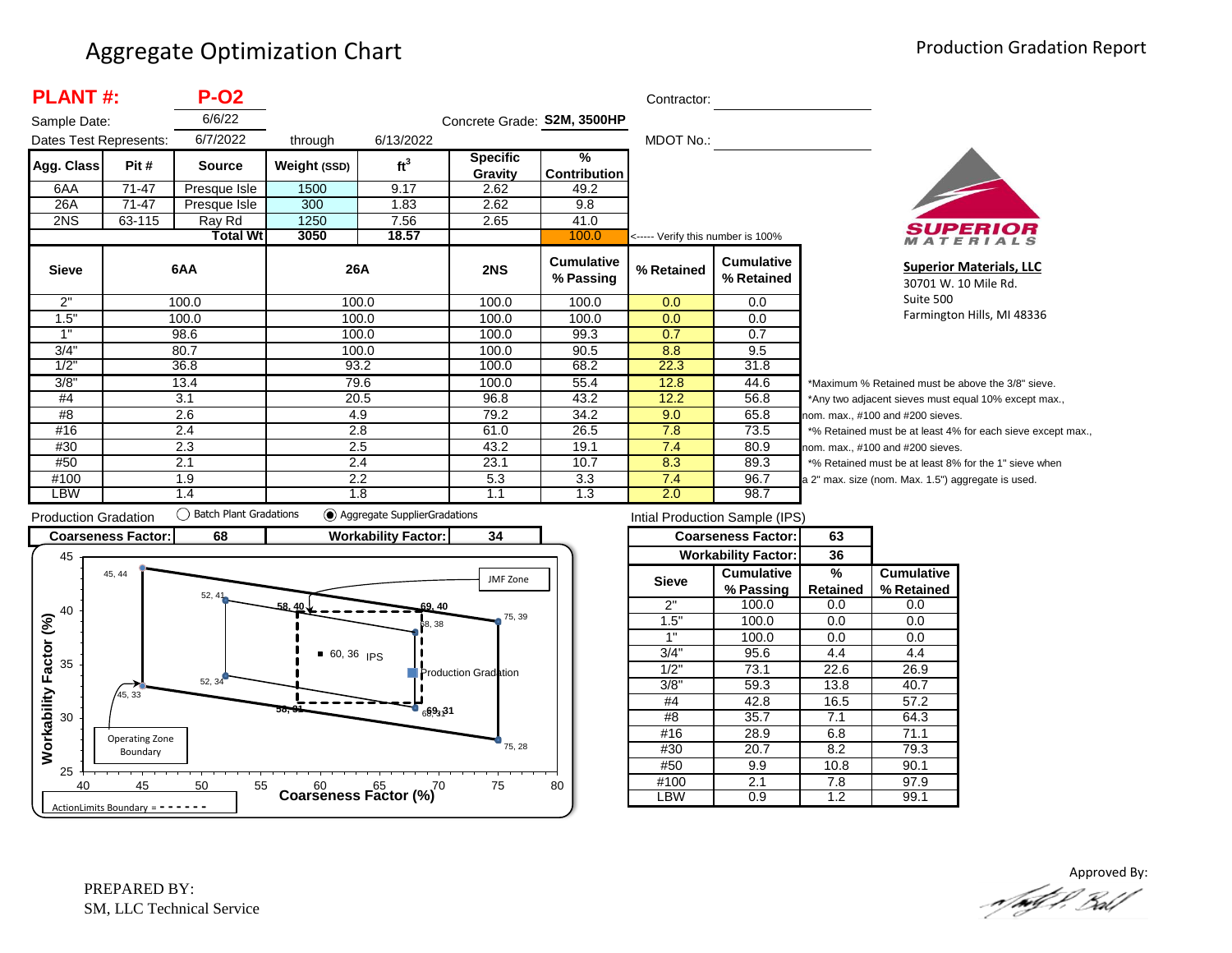# Aggregate Optimization Chart

Production Gradation Report

**PLANT #: P-O2**

Sample Date: 6/6/22

Dates Test Represents: 6/7/2022 through 6/13/2022

Concrete Grade: **S2M, 3500HP**

Contractor:

MDOT No.:

| Agg. Class | Pit # | Source | Weight (SSD) | $ft^3$ | Specific Gravity | % Contribution |
|---|---|---|---|---|---|---|
| 6AA | 71-47 | Presque Isle | 1500 | 9.17 | 2.62 | 49.2 |
| 26A | 71-47 | Presque Isle | 300 | 1.83 | 2.62 | 9.8 |
| 2NS | 63-115 | Ray Rd | 1250 | 7.56 | 2.65 | 41.0 |
| | | Total Wt | 3050 | 18.57 | | 100.0 |

<----- Verify this number is 100%

| Sieve | 6AA | 26A | 2NS | Cumulative % Passing | % Retained | Cumulative % Retained |
|---|---|---|---|---|---|---|
| 2" | 100.0 | 100.0 | 100.0 | 100.0 | 0.0 | 0.0 |
| 1.5" | 100.0 | 100.0 | 100.0 | 100.0 | 0.0 | 0.0 |
| 1" | 98.6 | 100.0 | 100.0 | 99.3 | 0.7 | 0.7 |
| 3/4" | 80.7 | 100.0 | 100.0 | 90.5 | 8.8 | 9.5 |
| 1/2" | 36.8 | 93.2 | 100.0 | 68.2 | 22.3 | 31.8 |
| 3/8" | 13.4 | 79.6 | 100.0 | 55.4 | 12.8 | 44.6 |
| #4 | 3.1 | 20.5 | 96.8 | 43.2 | 12.2 | 56.8 |
| #8 | 2.6 | 4.9 | 79.2 | 34.2 | 9.0 | 65.8 |
| #16 | 2.4 | 2.8 | 61.0 | 26.5 | 7.8 | 73.5 |
| #30 | 2.3 | 2.5 | 43.2 | 19.1 | 7.4 | 80.9 |
| #50 | 2.1 | 2.4 | 23.1 | 10.7 | 8.3 | 89.3 |
| #100 | 1.9 | 2.2 | 5.3 | 3.3 | 7.4 | 96.7 |
| LBW | 1.4 | 1.8 | 1.1 | 1.3 | 2.0 | 98.7 |

*Maximum % Retained must be above the 3/8" sieve.

*Any two adjacent sieves must equal 10% except max., nom. max., #100 and #200 sieves.

*% Retained must be at least 4% for each sieve except max., nom. max., #100 and #200 sieves.

*% Retained must be at least 8% for the 1" sieve when a 2" max. size (nom. Max. 1.5") aggregate is used.

**Superior Materials, LLC**
30701 W. 10 Mile Rd.
Suite 500
Farmington Hills, MI 48336

Production Gradation ◯ Batch Plant Gradations ◉ Aggregate SupplierGradations

| Coarseness Factor: | 68 | Workability Factor: | 34 |
|---|---|---|---|

Workability Factor (%)
Coarseness Factor (%)
45, 44
52, 41
58, 40
69, 40
75, 39
68, 38
60, 36 IPS
Production Gradation
52, 34
45, 33
58, 31
69, 31
68, 31
75, 28
JMF Zone
Operating Zone Boundary
ActionLimits Boundary = - - - - - -

Intial Production Sample (IPS)

| Coarseness Factor: | 63 |
|---|---|
| Workability Factor: | 36 |

| Sieve | Cumulative % Passing | % Retained | Cumulative % Retained |
|---|---|---|---|
| 2" | 100.0 | 0.0 | 0.0 |
| 1.5" | 100.0 | 0.0 | 0.0 |
| 1" | 100.0 | 0.0 | 0.0 |
| 3/4" | 95.6 | 4.4 | 4.4 |
| 1/2" | 73.1 | 22.6 | 26.9 |
| 3/8" | 59.3 | 13.8 | 40.7 |
| #4 | 42.8 | 16.5 | 57.2 |
| #8 | 35.7 | 7.1 | 64.3 |
| #16 | 28.9 | 6.8 | 71.1 |
| #30 | 20.7 | 8.2 | 79.3 |
| #50 | 9.9 | 10.8 | 90.1 |
| #100 | 2.1 | 7.8 | 97.9 |
| LBW | 0.9 | 1.2 | 99.1 |

PREPARED BY:
SM, LLC Technical Service

Approved By: